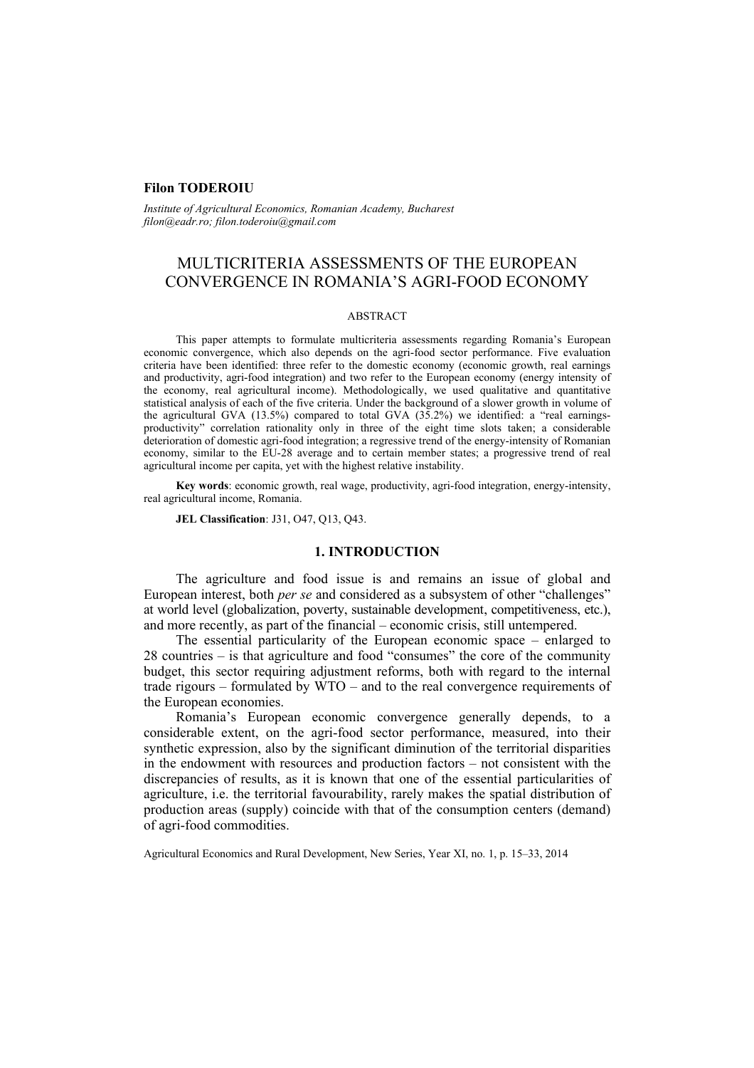**Filon TODEROIU**

*Institute of Agricultural Economics, Romanian Academy, Bucharest*
*filon@eadr.ro; filon.toderoiu@gmail.com*

# MULTICRITERIA ASSESSMENTS OF THE EUROPEAN CONVERGENCE IN ROMANIA'S AGRI-FOOD ECONOMY

## ABSTRACT

This paper attempts to formulate multicriteria assessments regarding Romania's European economic convergence, which also depends on the agri-food sector performance. Five evaluation criteria have been identified: three refer to the domestic economy (economic growth, real earnings and productivity, agri-food integration) and two refer to the European economy (energy intensity of the economy, real agricultural income). Methodologically, we used qualitative and quantitative statistical analysis of each of the five criteria. Under the background of a slower growth in volume of the agricultural GVA (13.5%) compared to total GVA (35.2%) we identified: a "real earnings-productivity" correlation rationality only in three of the eight time slots taken; a considerable deterioration of domestic agri-food integration; a regressive trend of the energy-intensity of Romanian economy, similar to the EU-28 average and to certain member states; a progressive trend of real agricultural income per capita, yet with the highest relative instability.

**Key words**: economic growth, real wage, productivity, agri-food integration, energy-intensity, real agricultural income, Romania.

**JEL Classification**: J31, O47, Q13, Q43.

## 1. INTRODUCTION

The agriculture and food issue is and remains an issue of global and European interest, both *per se* and considered as a subsystem of other "challenges" at world level (globalization, poverty, sustainable development, competitiveness, etc.), and more recently, as part of the financial – economic crisis, still untempered.

The essential particularity of the European economic space – enlarged to 28 countries – is that agriculture and food "consumes" the core of the community budget, this sector requiring adjustment reforms, both with regard to the internal trade rigours – formulated by WTO – and to the real convergence requirements of the European economies.

Romania's European economic convergence generally depends, to a considerable extent, on the agri-food sector performance, measured, into their synthetic expression, also by the significant diminution of the territorial disparities in the endowment with resources and production factors – not consistent with the discrepancies of results, as it is known that one of the essential particularities of agriculture, i.e. the territorial favourability, rarely makes the spatial distribution of production areas (supply) coincide with that of the consumption centers (demand) of agri-food commodities.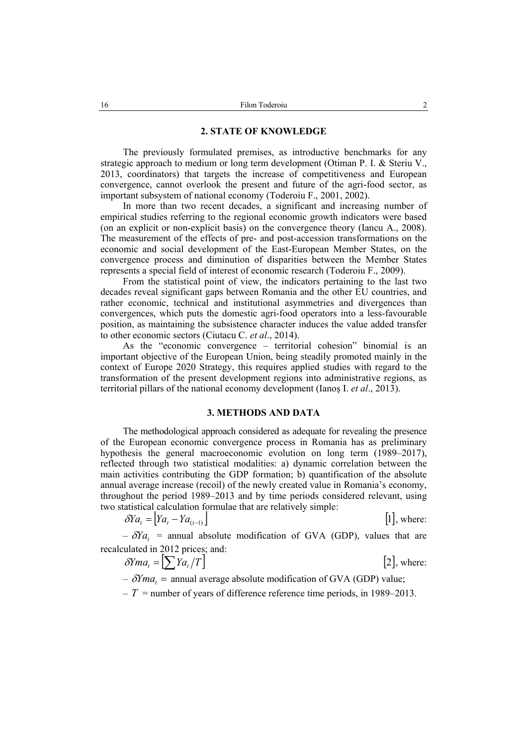## 2. STATE OF KNOWLEDGE

The previously formulated premises, as introductive benchmarks for any strategic approach to medium or long term development (Otiman P. I. & Steriu V., 2013, coordinators) that targets the increase of competitiveness and European convergence, cannot overlook the present and future of the agri-food sector, as important subsystem of national economy (Toderoiu F., 2001, 2002).

In more than two recent decades, a significant and increasing number of empirical studies referring to the regional economic growth indicators were based (on an explicit or non-explicit basis) on the convergence theory (Iancu A., 2008). The measurement of the effects of pre- and post-accession transformations on the economic and social development of the East-European Member States, on the convergence process and diminution of disparities between the Member States represents a special field of interest of economic research (Toderoiu F., 2009).

From the statistical point of view, the indicators pertaining to the last two decades reveal significant gaps between Romania and the other EU countries, and rather economic, technical and institutional asymmetries and divergences than convergences, which puts the domestic agri-food operators into a less-favourable position, as maintaining the subsistence character induces the value added transfer to other economic sectors (Ciutacu C. *et al*., 2014).

As the "economic convergence – territorial cohesion" binomial is an important objective of the European Union, being steadily promoted mainly in the context of Europe 2020 Strategy, this requires applied studies with regard to the transformation of the present development regions into administrative regions, as territorial pillars of the national economy development (Ianoş I. *et al*., 2013).

## 3. METHODS AND DATA

The methodological approach considered as adequate for revealing the presence of the European economic convergence process in Romania has as preliminary hypothesis the general macroeconomic evolution on long term (1989–2017), reflected through two statistical modalities: a) dynamic correlation between the main activities contributing the GDP formation; b) quantification of the absolute annual average increase (recoil) of the newly created value in Romania's economy, throughout the period 1989–2013 and by time periods considered relevant, using two statistical calculation formulae that are relatively simple:

$$\delta Ya_t = \left[Ya_t - Ya_{(t-1)}\right] \quad [1], \text{ where:}$$

– $\delta Ya_t$ = annual absolute modification of GVA (GDP), values that are recalculated in 2012 prices; and:

$$\delta Yma_t = \left[\sum Ya_t / T\right] \quad [2], \text{ where:}$$

– $\delta Yma_t$ = annual average absolute modification of GVA (GDP) value;

– $T$ = number of years of difference reference time periods, in 1989–2013.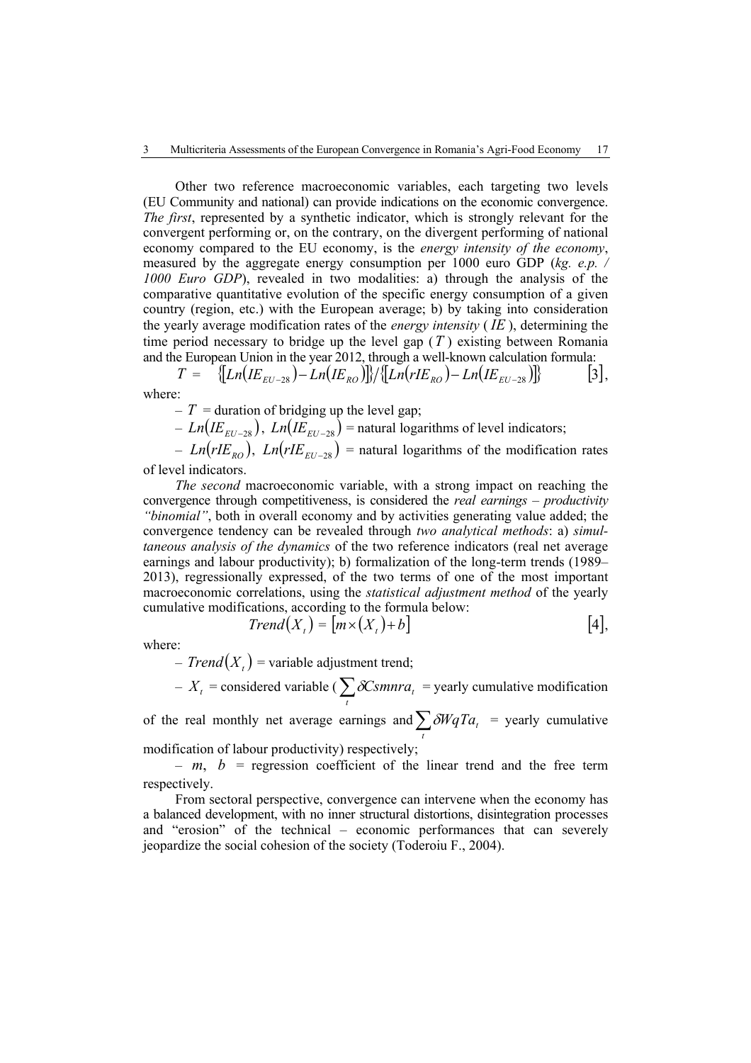Other two reference macroeconomic variables, each targeting two levels (EU Community and national) can provide indications on the economic convergence. *The first*, represented by a synthetic indicator, which is strongly relevant for the convergent performing or, on the contrary, on the divergent performing of national economy compared to the EU economy, is the *energy intensity of the economy*, measured by the aggregate energy consumption per 1000 euro GDP (*kg. e.p. / 1000 Euro GDP*), revealed in two modalities: a) through the analysis of the comparative quantitative evolution of the specific energy consumption of a given country (region, etc.) with the European average; b) by taking into consideration the yearly average modification rates of the *energy intensity* ($IE$), determining the time period necessary to bridge up the level gap ($T$) existing between Romania and the European Union in the year 2012, through a well-known calculation formula:

$$T = \{[Ln(IE_{EU-28}) - Ln(IE_{RO})]\}/\{[Ln(rIE_{RO}) - Ln(IE_{EU-28})]\} \qquad [3],$$

where:

– $T$ = duration of bridging up the level gap;

– $Ln(IE_{EU-28})$, $Ln(IE_{EU-28})$ = natural logarithms of level indicators;

– $Ln(rIE_{RO})$, $Ln(rIE_{EU-28})$ = natural logarithms of the modification rates of level indicators.

*The second* macroeconomic variable, with a strong impact on reaching the convergence through competitiveness, is considered the *real earnings – productivity "binomial"*, both in overall economy and by activities generating value added; the convergence tendency can be revealed through *two analytical methods*: a) *simultaneous analysis of the dynamics* of the two reference indicators (real net average earnings and labour productivity); b) formalization of the long-term trends (1989–2013), regressionally expressed, of the two terms of one of the most important macroeconomic correlations, using the *statistical adjustment method* of the yearly cumulative modifications, according to the formula below:

$$Trend(X_t) = [m \times (X_t) + b] \qquad [4],$$

where:

– $Trend(X_t)$ = variable adjustment trend;

– $X_t$ = considered variable ($\sum_t \delta Csmnra_t$ = yearly cumulative modification of the real monthly net average earnings and $\sum_t \delta WqTa_t$ = yearly cumulative modification of labour productivity) respectively;

– $m$, $b$ = regression coefficient of the linear trend and the free term respectively.

From sectoral perspective, convergence can intervene when the economy has a balanced development, with no inner structural distortions, disintegration processes and "erosion" of the technical – economic performances that can severely jeopardize the social cohesion of the society (Toderoiu F., 2004).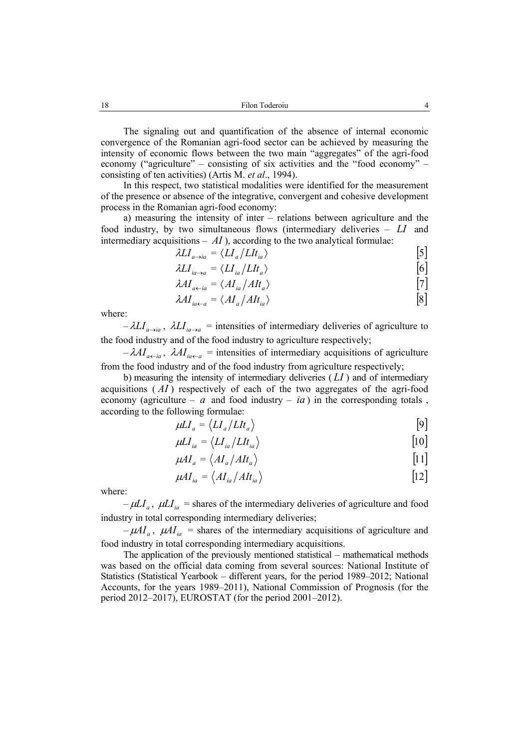The signaling out and quantification of the absence of internal economic convergence of the Romanian agri-food sector can be achieved by measuring the intensity of economic flows between the two main "aggregates" of the agri-food economy ("agriculture" – consisting of six activities and the "food economy" – consisting of ten activities) (Artis M. *et al*., 1994).

In this respect, two statistical modalities were identified for the measurement of the presence or absence of the integrative, convergent and cohesive development process in the Romanian agri-food economy:

a) measuring the intensity of inter – relations between agriculture and the food industry, by two simultaneous flows (intermediary deliveries – $LI$ and intermediary acquisitions – $AI$), according to the two analytical formulae:

$$\lambda LI_{a \to ia} = \langle LI_a / LIt_{ia} \rangle \qquad [5]$$

$$\lambda LI_{ia \to a} = \langle LI_{ia} / LIt_a \rangle \qquad [6]$$

$$\lambda AI_{a \leftarrow ia} = \langle AI_{ia} / AIt_a \rangle \qquad [7]$$

$$\lambda AI_{ia \leftarrow a} = \langle AI_a / AIt_{ia} \rangle \qquad [8]$$

where:

– $\lambda LI_{a \to ia}$, $\lambda LI_{ia \to a}$ = intensities of intermediary deliveries of agriculture to the food industry and of the food industry to agriculture respectively;

– $\lambda AI_{a \leftarrow ia}$, $\lambda AI_{ia \leftarrow a}$ = intensities of intermediary acquisitions of agriculture from the food industry and of the food industry from agriculture respectively;

b) measuring the intensity of intermediary deliveries ($LI$) and of intermediary acquisitions ($AI$) respectively of each of the two aggregates of the agri-food economy (agriculture – $a$ and food industry – $ia$) in the corresponding totals , according to the following formulae:

$$\mu LI_a = \langle LI_a / LIt_a \rangle \qquad [9]$$

$$\mu LI_{ia} = \langle LI_{ia} / LIt_{ia} \rangle \qquad [10]$$

$$\mu AI_a = \langle AI_a / AIt_a \rangle \qquad [11]$$

$$\mu AI_{ia} = \langle AI_{ia} / AIt_{ia} \rangle \qquad [12]$$

where:

– $\mu LI_a$, $\mu LI_{ia}$ = shares of the intermediary deliveries of agriculture and food industry in total corresponding intermediary deliveries;

– $\mu AI_a$, $\mu AI_{ia}$ = shares of the intermediary acquisitions of agriculture and food industry in total corresponding intermediary acquisitions.

The application of the previously mentioned statistical – mathematical methods was based on the official data coming from several sources: National Institute of Statistics (Statistical Yearbook – different years, for the period 1989–2012; National Accounts, for the years 1989–2011), National Commission of Prognosis (for the period 2012–2017), EUROSTAT (for the period 2001–2012).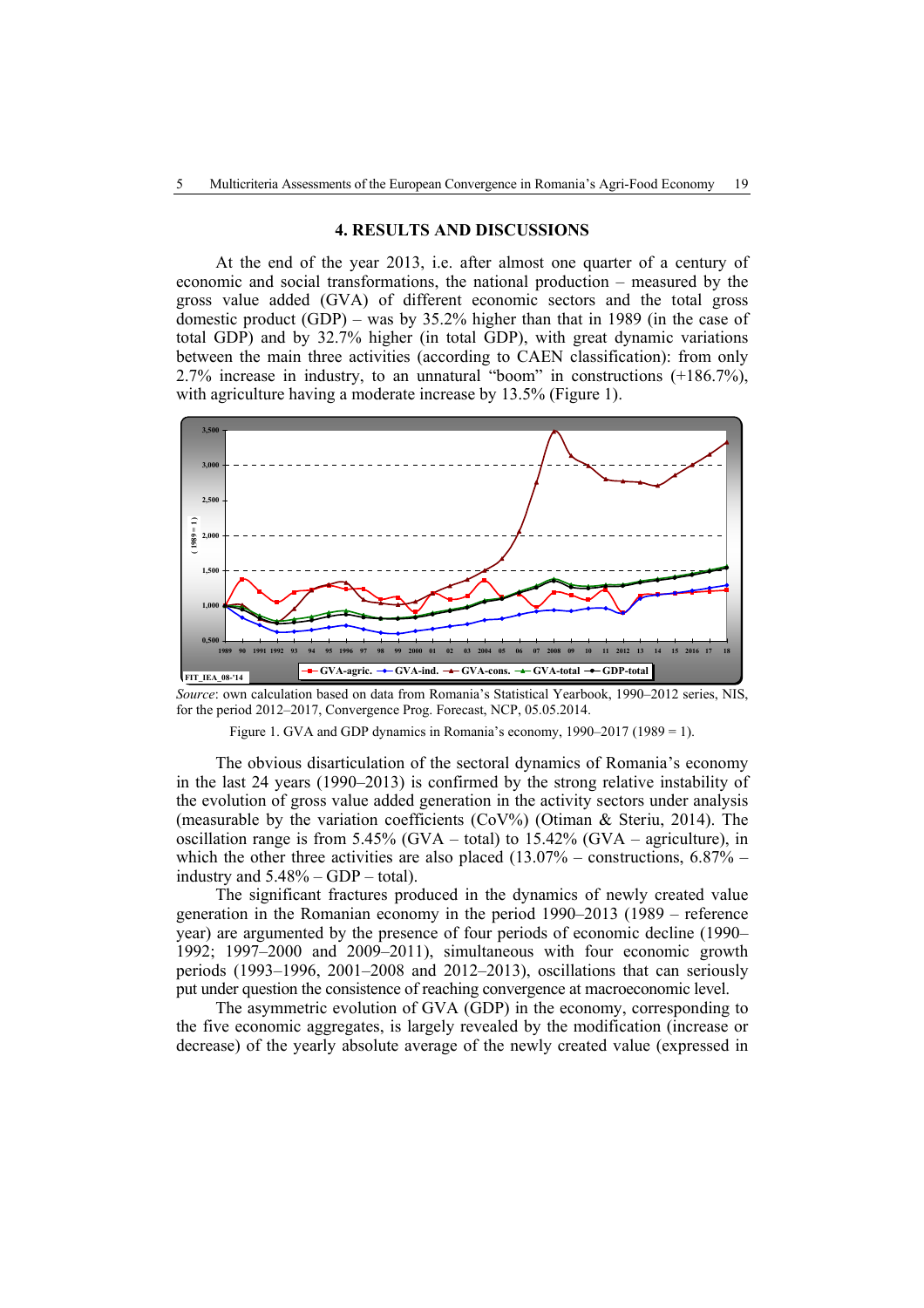## 4. RESULTS AND DISCUSSIONS

At the end of the year 2013, i.e. after almost one quarter of a century of economic and social transformations, the national production – measured by the gross value added (GVA) of different economic sectors and the total gross domestic product (GDP) – was by 35.2% higher than that in 1989 (in the case of total GDP) and by 32.7% higher (in total GDP), with great dynamic variations between the main three activities (according to CAEN classification): from only 2.7% increase in industry, to an unnatural "boom" in constructions (+186.7%), with agriculture having a moderate increase by 13.5% (Figure 1).

*Source*: own calculation based on data from Romania's Statistical Yearbook, 1990–2012 series, NIS, for the period 2012–2017, Convergence Prog. Forecast, NCP, 05.05.2014.

Figure 1. GVA and GDP dynamics in Romania's economy, 1990–2017 (1989 = 1).

The obvious disarticulation of the sectoral dynamics of Romania's economy in the last 24 years (1990–2013) is confirmed by the strong relative instability of the evolution of gross value added generation in the activity sectors under analysis (measurable by the variation coefficients (CoV%) (Otiman & Steriu, 2014). The oscillation range is from 5.45% (GVA – total) to 15.42% (GVA – agriculture), in which the other three activities are also placed (13.07% – constructions, 6.87% – industry and 5.48% – GDP – total).

The significant fractures produced in the dynamics of newly created value generation in the Romanian economy in the period 1990–2013 (1989 – reference year) are argumented by the presence of four periods of economic decline (1990–1992; 1997–2000 and 2009–2011), simultaneous with four economic growth periods (1993–1996, 2001–2008 and 2012–2013), oscillations that can seriously put under question the consistence of reaching convergence at macroeconomic level.

The asymmetric evolution of GVA (GDP) in the economy, corresponding to the five economic aggregates, is largely revealed by the modification (increase or decrease) of the yearly absolute average of the newly created value (expressed in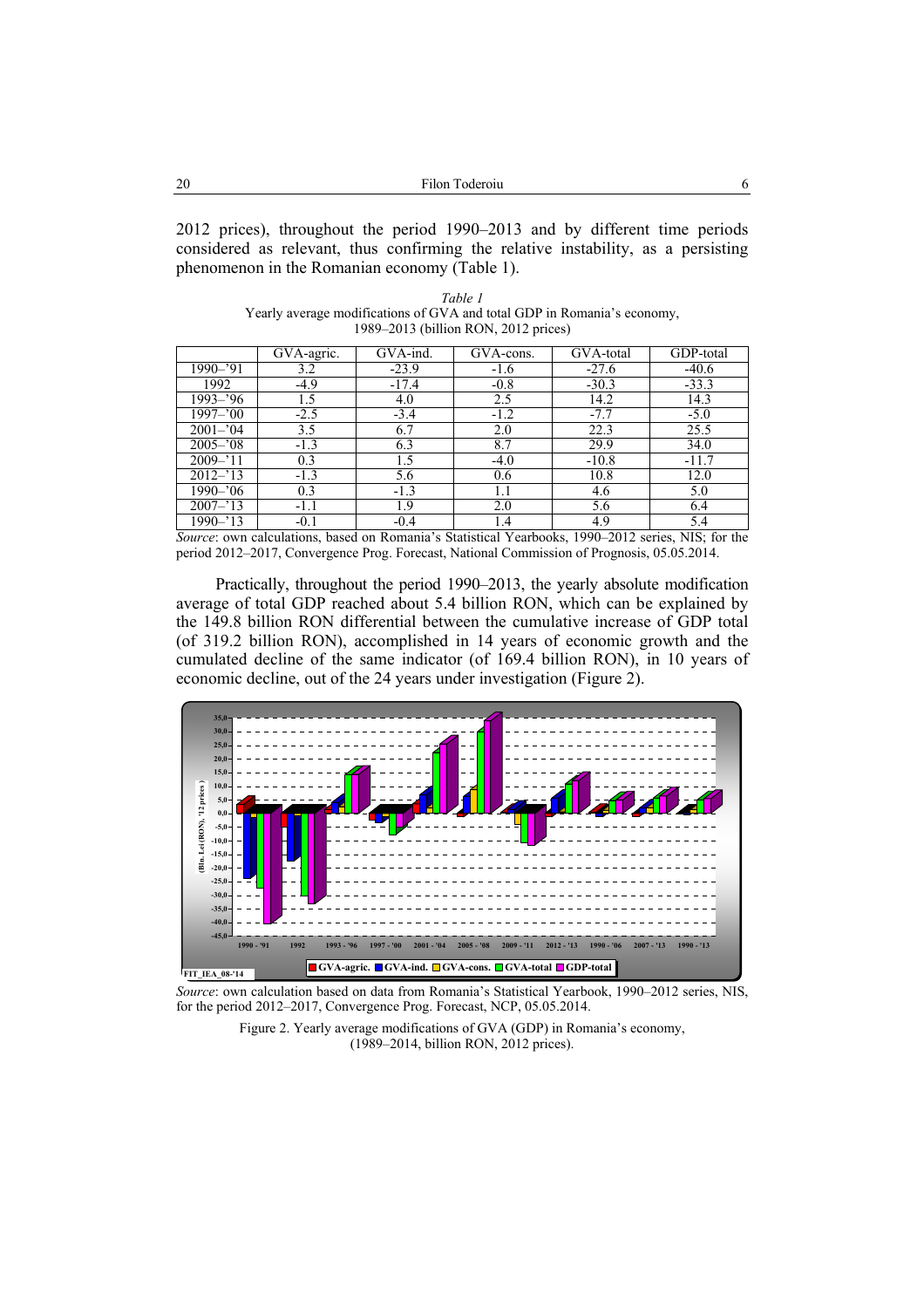2012 prices), throughout the period 1990–2013 and by different time periods considered as relevant, thus confirming the relative instability, as a persisting phenomenon in the Romanian economy (Table 1).

*Table 1*

Yearly average modifications of GVA and total GDP in Romania's economy, 1989–2013 (billion RON, 2012 prices)

| | GVA-agric. | GVA-ind. | GVA-cons. | GVA-total | GDP-total |
|---|---|---|---|---|---|
| 1990–'91 | 3.2 | -23.9 | -1.6 | -27.6 | -40.6 |
| 1992 | -4.9 | -17.4 | -0.8 | -30.3 | -33.3 |
| 1993–'96 | 1.5 | 4.0 | 2.5 | 14.2 | 14.3 |
| 1997–'00 | -2.5 | -3.4 | -1.2 | -7.7 | -5.0 |
| 2001–'04 | 3.5 | 6.7 | 2.0 | 22.3 | 25.5 |
| 2005–'08 | -1.3 | 6.3 | 8.7 | 29.9 | 34.0 |
| 2009–'11 | 0.3 | 1.5 | -4.0 | -10.8 | -11.7 |
| 2012–'13 | -1.3 | 5.6 | 0.6 | 10.8 | 12.0 |
| 1990–'06 | 0.3 | -1.3 | 1.1 | 4.6 | 5.0 |
| 2007–'13 | -1.1 | 1.9 | 2.0 | 5.6 | 6.4 |
| 1990–'13 | -0.1 | -0.4 | 1.4 | 4.9 | 5.4 |

*Source*: own calculations, based on Romania's Statistical Yearbooks, 1990–2012 series, NIS; for the period 2012–2017, Convergence Prog. Forecast, National Commission of Prognosis, 05.05.2014.

Practically, throughout the period 1990–2013, the yearly absolute modification average of total GDP reached about 5.4 billion RON, which can be explained by the 149.8 billion RON differential between the cumulative increase of GDP total (of 319.2 billion RON), accomplished in 14 years of economic growth and the cumulated decline of the same indicator (of 169.4 billion RON), in 10 years of economic decline, out of the 24 years under investigation (Figure 2).

*Source*: own calculation based on data from Romania's Statistical Yearbook, 1990–2012 series, NIS, for the period 2012–2017, Convergence Prog. Forecast, NCP, 05.05.2014.

Figure 2. Yearly average modifications of GVA (GDP) in Romania's economy, (1989–2014, billion RON, 2012 prices).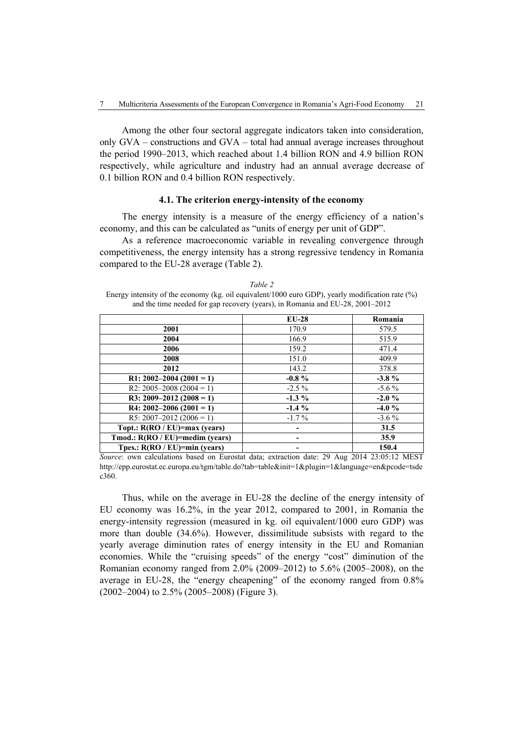Among the other four sectoral aggregate indicators taken into consideration, only GVA – constructions and GVA – total had annual average increases throughout the period 1990–2013, which reached about 1.4 billion RON and 4.9 billion RON respectively, while agriculture and industry had an annual average decrease of 0.1 billion RON and 0.4 billion RON respectively.

### 4.1. The criterion energy-intensity of the economy

The energy intensity is a measure of the energy efficiency of a nation's economy, and this can be calculated as "units of energy per unit of GDP".

As a reference macroeconomic variable in revealing convergence through competitiveness, the energy intensity has a strong regressive tendency in Romania compared to the EU-28 average (Table 2).

*Table 2*

Energy intensity of the economy (kg. oil equivalent/1000 euro GDP), yearly modification rate (%) and the time needed for gap recovery (years), in Romania and EU-28, 2001–2012

| | **EU-28** | **Romania** |
|---|---|---|
| **2001** | 170.9 | 579.5 |
| **2004** | 166.9 | 515.9 |
| **2006** | 159.2 | 471.4 |
| **2008** | 151.0 | 409.9 |
| **2012** | 143.2 | 378.8 |
| **R1: 2002–2004 (2001 = 1)** | **-0.8 %** | **-3.8 %** |
| R2: 2005–2008 (2004 = 1) | -2.5 % | -5.6 % |
| **R3: 2009–2012 (2008 = 1)** | **-1.3 %** | **-2.0 %** |
| **R4: 2002–2006 (2001 = 1)** | **-1.4 %** | **-4.0 %** |
| R5: 2007–2012 (2006 = 1) | -1.7 % | -3.6 % |
| **Topt.: R(RO / EU)=max (years)** | **-** | **31.5** |
| **Tmod.: R(RO / EU)=medim (years)** | **-** | **35.9** |
| **Tpes.: R(RO / EU)=min (years)** | **-** | **150.4** |

*Source*: own calculations based on Eurostat data; extraction date: 29 Aug 2014 23:05:12 MEST http://epp.eurostat.ec.europa.eu/tgm/table.do?tab=table&init=1&plugin=1&language=en&pcode=tsdec360.

Thus, while on the average in EU-28 the decline of the energy intensity of EU economy was 16.2%, in the year 2012, compared to 2001, in Romania the energy-intensity regression (measured in kg. oil equivalent/1000 euro GDP) was more than double (34.6%). However, dissimilitude subsists with regard to the yearly average diminution rates of energy intensity in the EU and Romanian economies. While the "cruising speeds" of the energy "cost" diminution of the Romanian economy ranged from 2.0% (2009–2012) to 5.6% (2005–2008), on the average in EU-28, the "energy cheapening" of the economy ranged from 0.8% (2002–2004) to 2.5% (2005–2008) (Figure 3).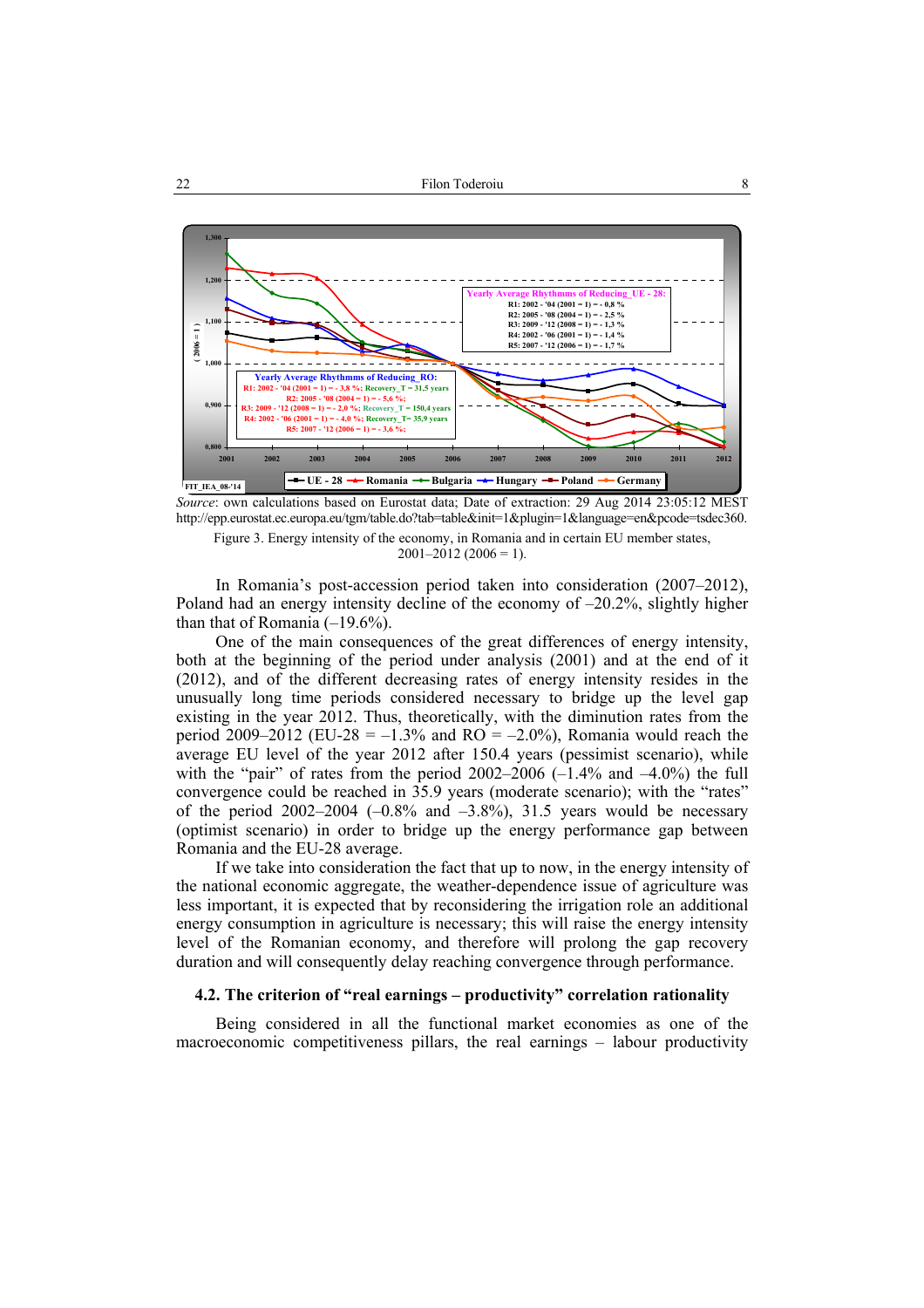*Source*: own calculations based on Eurostat data; Date of extraction: 29 Aug 2014 23:05:12 MEST http://epp.eurostat.ec.europa.eu/tgm/table.do?tab=table&init=1&plugin=1&language=en&pcode=tsdec360.

Figure 3. Energy intensity of the economy, in Romania and in certain EU member states, 2001–2012 (2006 = 1).

In Romania's post-accession period taken into consideration (2007–2012), Poland had an energy intensity decline of the economy of –20.2%, slightly higher than that of Romania (–19.6%).

One of the main consequences of the great differences of energy intensity, both at the beginning of the period under analysis (2001) and at the end of it (2012), and of the different decreasing rates of energy intensity resides in the unusually long time periods considered necessary to bridge up the level gap existing in the year 2012. Thus, theoretically, with the diminution rates from the period 2009–2012 (EU-28 = –1.3% and RO = –2.0%), Romania would reach the average EU level of the year 2012 after 150.4 years (pessimist scenario), while with the "pair" of rates from the period 2002–2006 (–1.4% and –4.0%) the full convergence could be reached in 35.9 years (moderate scenario); with the "rates" of the period 2002–2004 (–0.8% and –3.8%), 31.5 years would be necessary (optimist scenario) in order to bridge up the energy performance gap between Romania and the EU-28 average.

If we take into consideration the fact that up to now, in the energy intensity of the national economic aggregate, the weather-dependence issue of agriculture was less important, it is expected that by reconsidering the irrigation role an additional energy consumption in agriculture is necessary; this will raise the energy intensity level of the Romanian economy, and therefore will prolong the gap recovery duration and will consequently delay reaching convergence through performance.

### 4.2. The criterion of "real earnings – productivity" correlation rationality

Being considered in all the functional market economies as one of the macroeconomic competitiveness pillars, the real earnings – labour productivity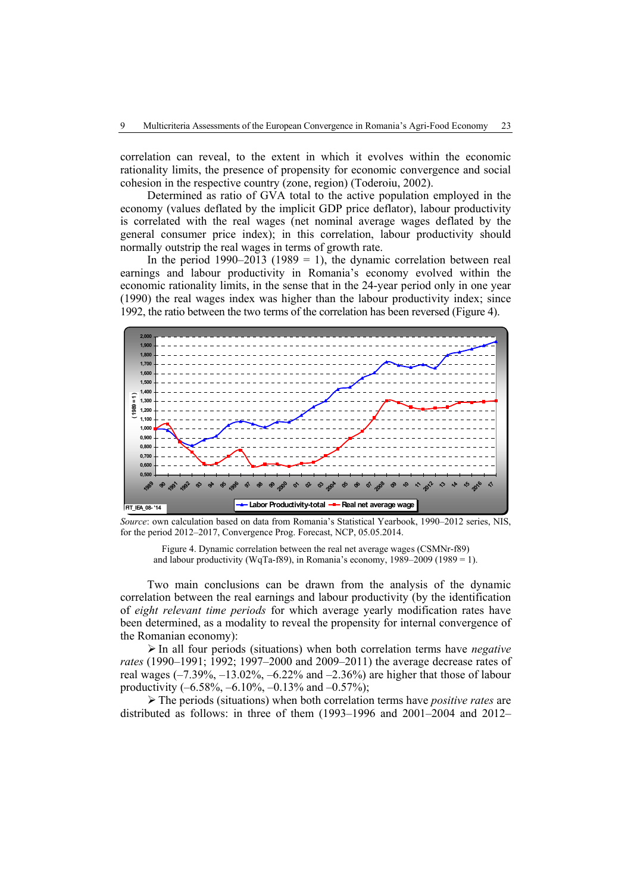correlation can reveal, to the extent in which it evolves within the economic rationality limits, the presence of propensity for economic convergence and social cohesion in the respective country (zone, region) (Toderoiu, 2002).

Determined as ratio of GVA total to the active population employed in the economy (values deflated by the implicit GDP price deflator), labour productivity is correlated with the real wages (net nominal average wages deflated by the general consumer price index); in this correlation, labour productivity should normally outstrip the real wages in terms of growth rate.

In the period 1990–2013 (1989 = 1), the dynamic correlation between real earnings and labour productivity in Romania's economy evolved within the economic rationality limits, in the sense that in the 24-year period only in one year (1990) the real wages index was higher than the labour productivity index; since 1992, the ratio between the two terms of the correlation has been reversed (Figure 4).

*Source*: own calculation based on data from Romania's Statistical Yearbook, 1990–2012 series, NIS, for the period 2012–2017, Convergence Prog. Forecast, NCP, 05.05.2014.

Figure 4. Dynamic correlation between the real net average wages (CSMNr-f89) and labour productivity (WqTa-f89), in Romania's economy, 1989–2009 (1989 = 1).

Two main conclusions can be drawn from the analysis of the dynamic correlation between the real earnings and labour productivity (by the identification of *eight relevant time periods* for which average yearly modification rates have been determined, as a modality to reveal the propensity for internal convergence of the Romanian economy):

- In all four periods (situations) when both correlation terms have *negative rates* (1990–1991; 1992; 1997–2000 and 2009–2011) the average decrease rates of real wages (–7.39%, –13.02%, –6.22% and –2.36%) are higher that those of labour productivity (–6.58%, –6.10%, –0.13% and –0.57%);
- The periods (situations) when both correlation terms have *positive rates* are distributed as follows: in three of them (1993–1996 and 2001–2004 and 2012–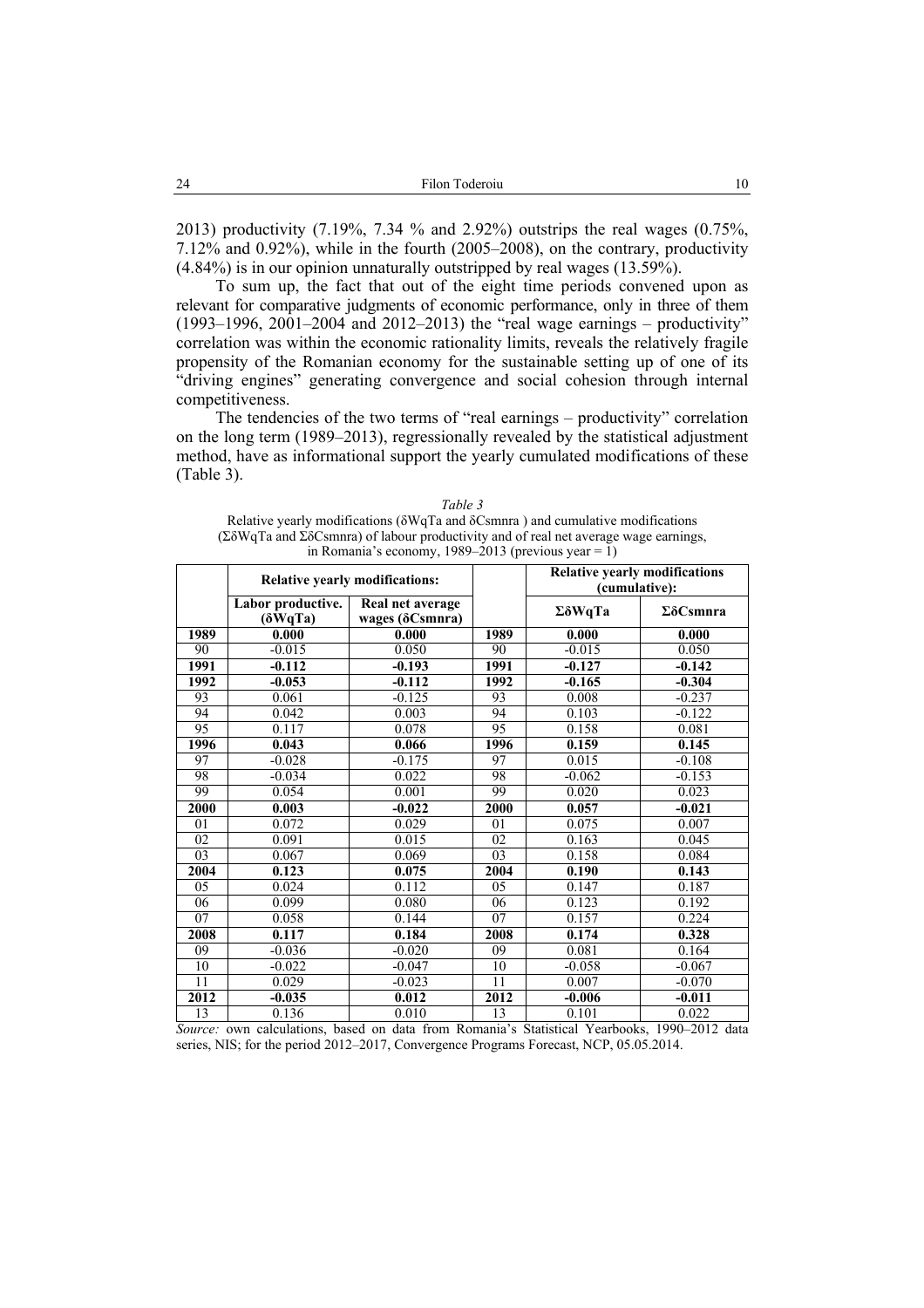2013) productivity (7.19%, 7.34 % and 2.92%) outstrips the real wages (0.75%, 7.12% and 0.92%), while in the fourth (2005–2008), on the contrary, productivity (4.84%) is in our opinion unnaturally outstripped by real wages (13.59%).

To sum up, the fact that out of the eight time periods convened upon as relevant for comparative judgments of economic performance, only in three of them (1993–1996, 2001–2004 and 2012–2013) the "real wage earnings – productivity" correlation was within the economic rationality limits, reveals the relatively fragile propensity of the Romanian economy for the sustainable setting up of one of its "driving engines" generating convergence and social cohesion through internal competitiveness.

The tendencies of the two terms of "real earnings – productivity" correlation on the long term (1989–2013), regressionally revealed by the statistical adjustment method, have as informational support the yearly cumulated modifications of these (Table 3).

*Table 3*

Relative yearly modifications (δWqTa and δCsmnra ) and cumulative modifications (ΣδWqTa and ΣδCsmnra) of labour productivity and of real net average wage earnings, in Romania's economy, 1989–2013 (previous year = 1)

| | **Relative yearly modifications:** | | | **Relative yearly modifications (cumulative):** | |
|---|---|---|---|---|---|
| | **Labor productive. (δWqTa)** | **Real net average wages (δCsmnra)** | | **ΣδWqTa** | **ΣδCsmnra** |
| **1989** | **0.000** | **0.000** | **1989** | **0.000** | **0.000** |
| 90 | -0.015 | 0.050 | 90 | -0.015 | 0.050 |
| **1991** | **-0.112** | **-0.193** | **1991** | **-0.127** | **-0.142** |
| **1992** | **-0.053** | **-0.112** | **1992** | **-0.165** | **-0.304** |
| 93 | 0.061 | -0.125 | 93 | 0.008 | -0.237 |
| 94 | 0.042 | 0.003 | 94 | 0.103 | -0.122 |
| 95 | 0.117 | 0.078 | 95 | 0.158 | 0.081 |
| **1996** | **0.043** | **0.066** | **1996** | **0.159** | **0.145** |
| 97 | -0.028 | -0.175 | 97 | 0.015 | -0.108 |
| 98 | -0.034 | 0.022 | 98 | -0.062 | -0.153 |
| 99 | 0.054 | 0.001 | 99 | 0.020 | 0.023 |
| **2000** | **0.003** | **-0.022** | **2000** | **0.057** | **-0.021** |
| 01 | 0.072 | 0.029 | 01 | 0.075 | 0.007 |
| 02 | 0.091 | 0.015 | 02 | 0.163 | 0.045 |
| 03 | 0.067 | 0.069 | 03 | 0.158 | 0.084 |
| **2004** | **0.123** | **0.075** | **2004** | **0.190** | **0.143** |
| 05 | 0.024 | 0.112 | 05 | 0.147 | 0.187 |
| 06 | 0.099 | 0.080 | 06 | 0.123 | 0.192 |
| 07 | 0.058 | 0.144 | 07 | 0.157 | 0.224 |
| **2008** | **0.117** | **0.184** | **2008** | **0.174** | **0.328** |
| 09 | -0.036 | -0.020 | 09 | 0.081 | 0.164 |
| 10 | -0.022 | -0.047 | 10 | -0.058 | -0.067 |
| 11 | 0.029 | -0.023 | 11 | 0.007 | -0.070 |
| **2012** | **-0.035** | **0.012** | **2012** | **-0.006** | **-0.011** |
| 13 | 0.136 | 0.010 | 13 | 0.101 | 0.022 |

*Source:* own calculations, based on data from Romania's Statistical Yearbooks, 1990–2012 data series, NIS; for the period 2012–2017, Convergence Programs Forecast, NCP, 05.05.2014.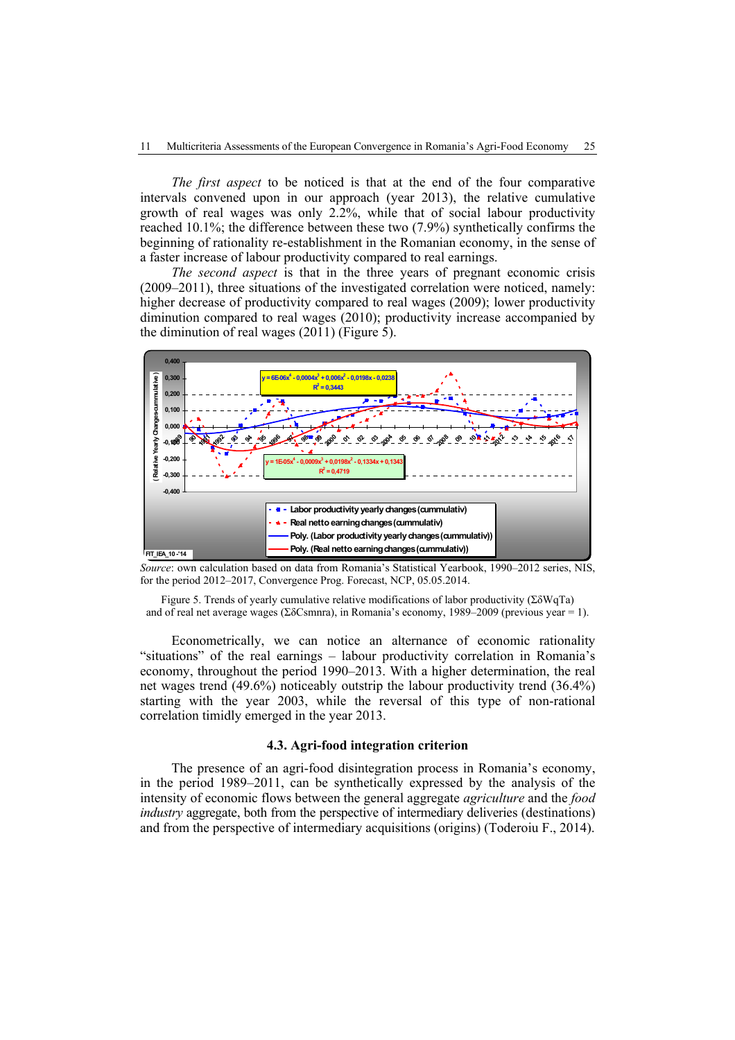*The first aspect* to be noticed is that at the end of the four comparative intervals convened upon in our approach (year 2013), the relative cumulative growth of real wages was only 2.2%, while that of social labour productivity reached 10.1%; the difference between these two (7.9%) synthetically confirms the beginning of rationality re-establishment in the Romanian economy, in the sense of a faster increase of labour productivity compared to real earnings.

*The second aspect* is that in the three years of pregnant economic crisis (2009–2011), three situations of the investigated correlation were noticed, namely: higher decrease of productivity compared to real wages (2009); lower productivity diminution compared to real wages (2010); productivity increase accompanied by the diminution of real wages (2011) (Figure 5).

*Source*: own calculation based on data from Romania's Statistical Yearbook, 1990–2012 series, NIS, for the period 2012–2017, Convergence Prog. Forecast, NCP, 05.05.2014.

Figure 5. Trends of yearly cumulative relative modifications of labor productivity (ΣδWqTa) and of real net average wages (ΣδCsmnra), in Romania's economy, 1989–2009 (previous year = 1).

Econometrically, we can notice an alternance of economic rationality "situations" of the real earnings – labour productivity correlation in Romania's economy, throughout the period 1990–2013. With a higher determination, the real net wages trend (49.6%) noticeably outstrip the labour productivity trend (36.4%) starting with the year 2003, while the reversal of this type of non-rational correlation timidly emerged in the year 2013.

### 4.3. Agri-food integration criterion

The presence of an agri-food disintegration process in Romania's economy, in the period 1989–2011, can be synthetically expressed by the analysis of the intensity of economic flows between the general aggregate *agriculture* and the *food industry* aggregate, both from the perspective of intermediary deliveries (destinations) and from the perspective of intermediary acquisitions (origins) (Toderoiu F., 2014).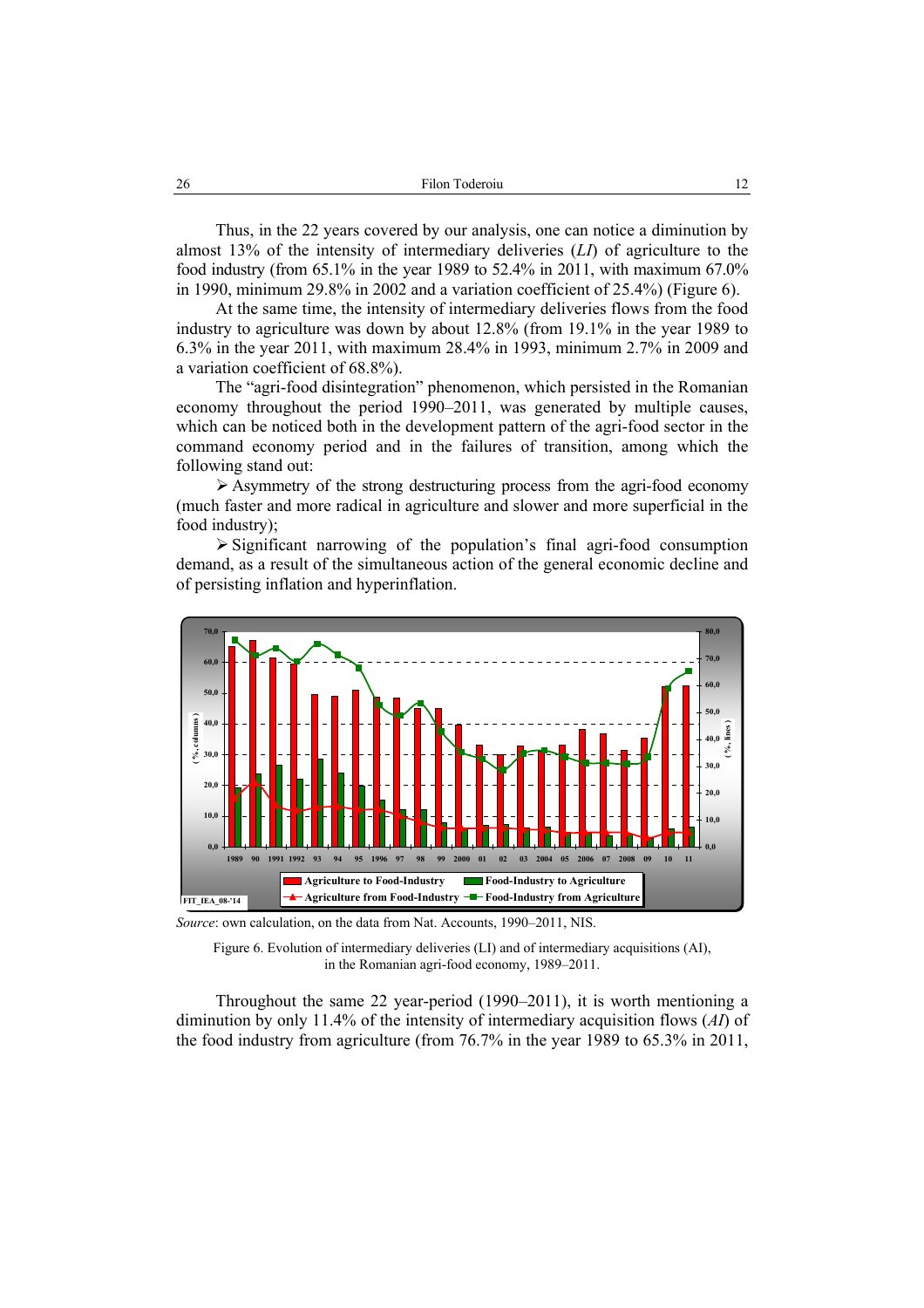Thus, in the 22 years covered by our analysis, one can notice a diminution by almost 13% of the intensity of intermediary deliveries (*LI*) of agriculture to the food industry (from 65.1% in the year 1989 to 52.4% in 2011, with maximum 67.0% in 1990, minimum 29.8% in 2002 and a variation coefficient of 25.4%) (Figure 6).

At the same time, the intensity of intermediary deliveries flows from the food industry to agriculture was down by about 12.8% (from 19.1% in the year 1989 to 6.3% in the year 2011, with maximum 28.4% in 1993, minimum 2.7% in 2009 and a variation coefficient of 68.8%).

The "agri-food disintegration" phenomenon, which persisted in the Romanian economy throughout the period 1990–2011, was generated by multiple causes, which can be noticed both in the development pattern of the agri-food sector in the command economy period and in the failures of transition, among which the following stand out:

- Asymmetry of the strong destructuring process from the agri-food economy (much faster and more radical in agriculture and slower and more superficial in the food industry);
- Significant narrowing of the population's final agri-food consumption demand, as a result of the simultaneous action of the general economic decline and of persisting inflation and hyperinflation.

*Source*: own calculation, on the data from Nat. Accounts, 1990–2011, NIS.

Figure 6. Evolution of intermediary deliveries (LI) and of intermediary acquisitions (AI), in the Romanian agri-food economy, 1989–2011.

Throughout the same 22 year-period (1990–2011), it is worth mentioning a diminution by only 11.4% of the intensity of intermediary acquisition flows (*AI*) of the food industry from agriculture (from 76.7% in the year 1989 to 65.3% in 2011,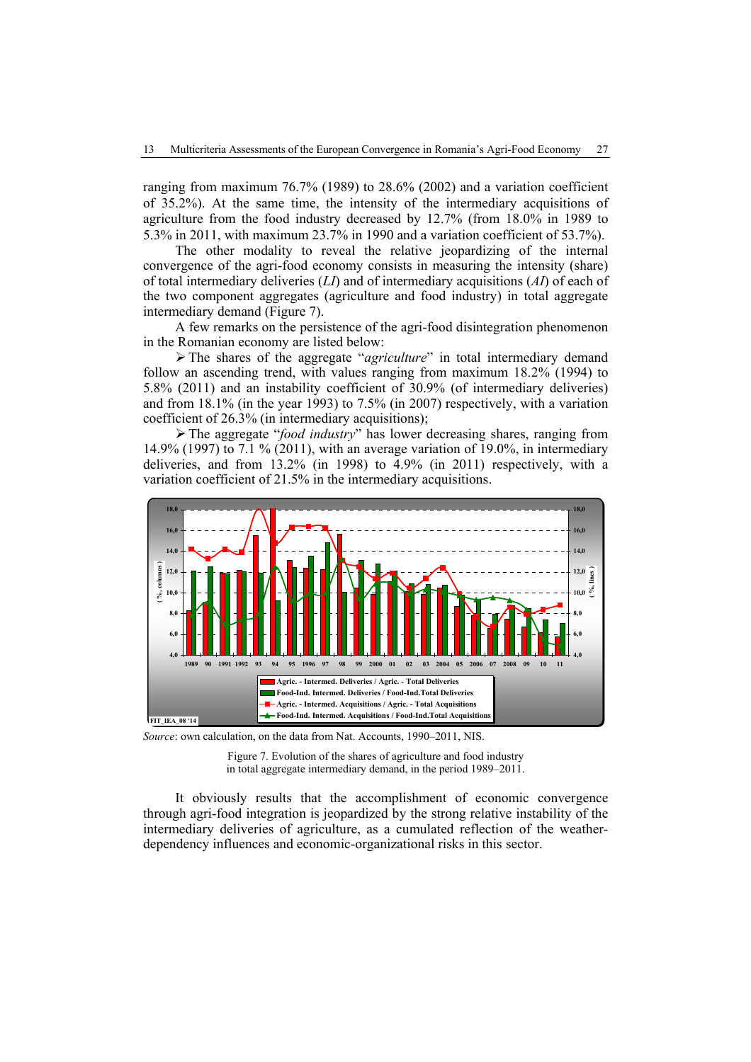ranging from maximum 76.7% (1989) to 28.6% (2002) and a variation coefficient of 35.2%). At the same time, the intensity of the intermediary acquisitions of agriculture from the food industry decreased by 12.7% (from 18.0% in 1989 to 5.3% in 2011, with maximum 23.7% in 1990 and a variation coefficient of 53.7%).

The other modality to reveal the relative jeopardizing of the internal convergence of the agri-food economy consists in measuring the intensity (share) of total intermediary deliveries (*LI*) and of intermediary acquisitions (*AI*) of each of the two component aggregates (agriculture and food industry) in total aggregate intermediary demand (Figure 7).

A few remarks on the persistence of the agri-food disintegration phenomenon in the Romanian economy are listed below:

- The shares of the aggregate "*agriculture*" in total intermediary demand follow an ascending trend, with values ranging from maximum 18.2% (1994) to 5.8% (2011) and an instability coefficient of 30.9% (of intermediary deliveries) and from 18.1% (in the year 1993) to 7.5% (in 2007) respectively, with a variation coefficient of 26.3% (in intermediary acquisitions);
- The aggregate "*food industry*" has lower decreasing shares, ranging from 14.9% (1997) to 7.1 % (2011), with an average variation of 19.0%, in intermediary deliveries, and from 13.2% (in 1998) to 4.9% (in 2011) respectively, with a variation coefficient of 21.5% in the intermediary acquisitions.

*Source*: own calculation, on the data from Nat. Accounts, 1990–2011, NIS.

Figure 7. Evolution of the shares of agriculture and food industry in total aggregate intermediary demand, in the period 1989–2011.

It obviously results that the accomplishment of economic convergence through agri-food integration is jeopardized by the strong relative instability of the intermediary deliveries of agriculture, as a cumulated reflection of the weather-dependency influences and economic-organizational risks in this sector.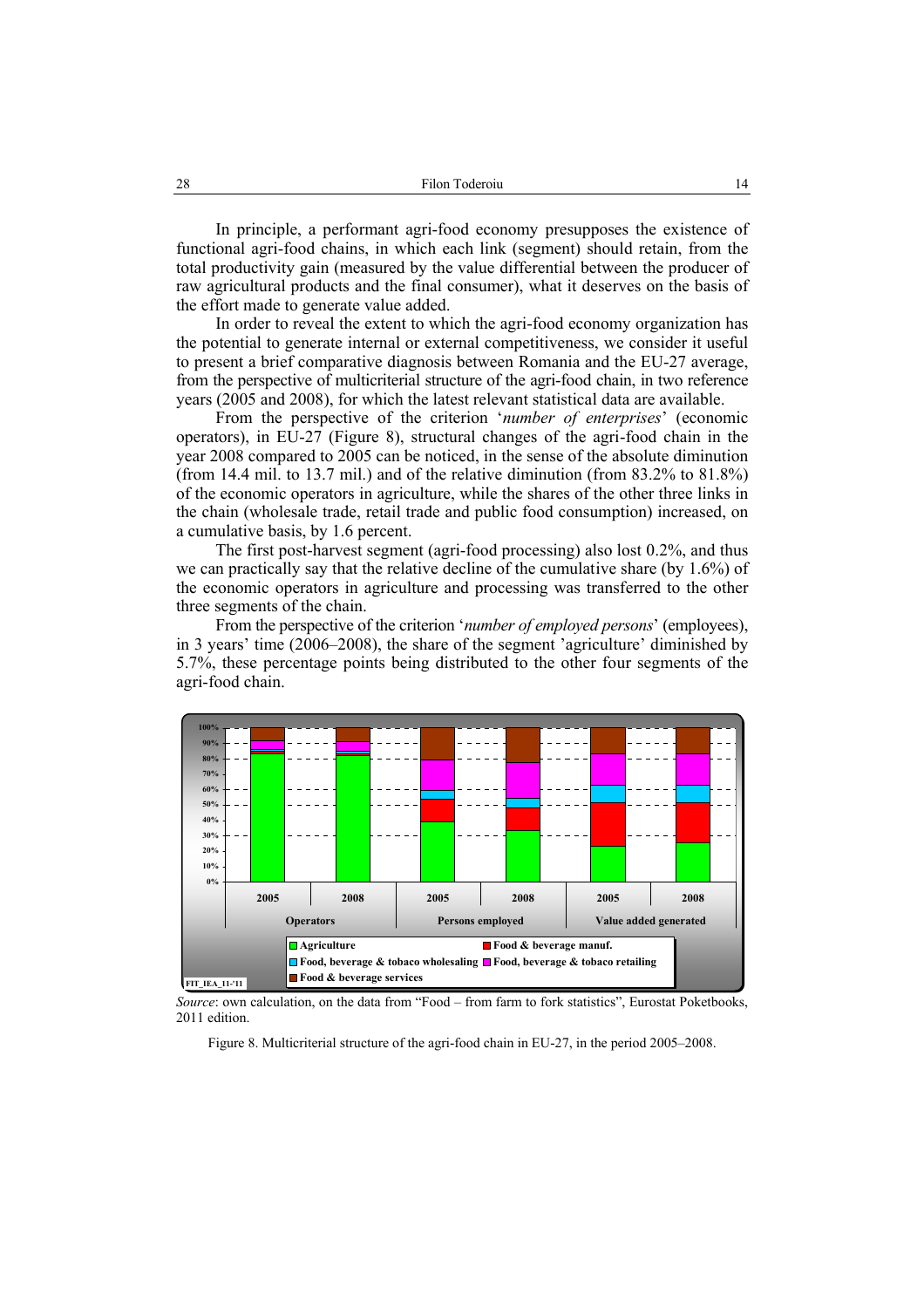In principle, a performant agri-food economy presupposes the existence of functional agri-food chains, in which each link (segment) should retain, from the total productivity gain (measured by the value differential between the producer of raw agricultural products and the final consumer), what it deserves on the basis of the effort made to generate value added.

In order to reveal the extent to which the agri-food economy organization has the potential to generate internal or external competitiveness, we consider it useful to present a brief comparative diagnosis between Romania and the EU-27 average, from the perspective of multicriterial structure of the agri-food chain, in two reference years (2005 and 2008), for which the latest relevant statistical data are available.

From the perspective of the criterion '*number of enterprises*' (economic operators), in EU-27 (Figure 8), structural changes of the agri-food chain in the year 2008 compared to 2005 can be noticed, in the sense of the absolute diminution (from 14.4 mil. to 13.7 mil.) and of the relative diminution (from 83.2% to 81.8%) of the economic operators in agriculture, while the shares of the other three links in the chain (wholesale trade, retail trade and public food consumption) increased, on a cumulative basis, by 1.6 percent.

The first post-harvest segment (agri-food processing) also lost 0.2%, and thus we can practically say that the relative decline of the cumulative share (by 1.6%) of the economic operators in agriculture and processing was transferred to the other three segments of the chain.

From the perspective of the criterion '*number of employed persons*' (employees), in 3 years' time (2006–2008), the share of the segment 'agriculture' diminished by 5.7%, these percentage points being distributed to the other four segments of the agri-food chain.

*Source*: own calculation, on the data from "Food – from farm to fork statistics", Eurostat Poketbooks, 2011 edition.

Figure 8. Multicriterial structure of the agri-food chain in EU-27, in the period 2005–2008.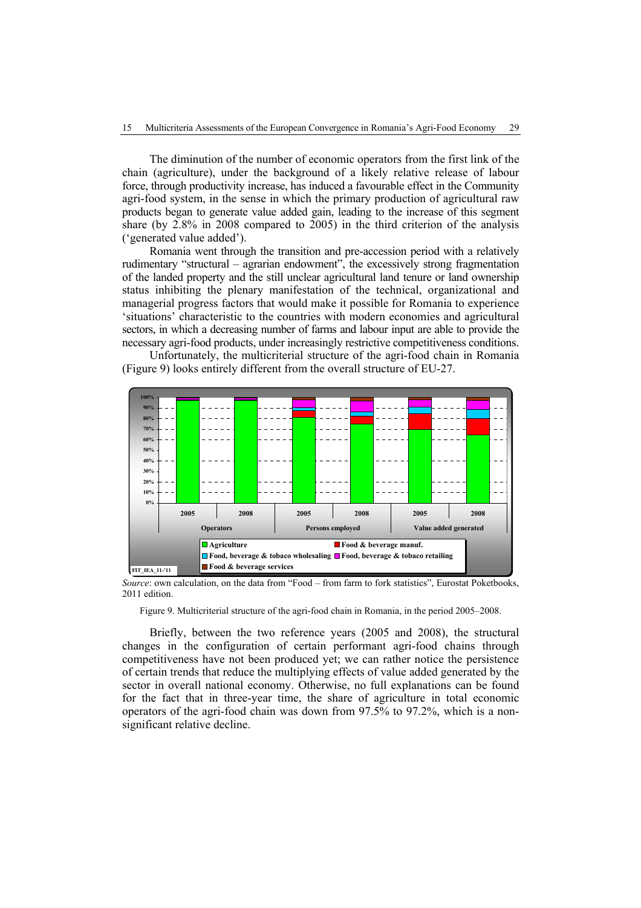The diminution of the number of economic operators from the first link of the chain (agriculture), under the background of a likely relative release of labour force, through productivity increase, has induced a favourable effect in the Community agri-food system, in the sense in which the primary production of agricultural raw products began to generate value added gain, leading to the increase of this segment share (by 2.8% in 2008 compared to 2005) in the third criterion of the analysis ('generated value added').

Romania went through the transition and pre-accession period with a relatively rudimentary "structural – agrarian endowment", the excessively strong fragmentation of the landed property and the still unclear agricultural land tenure or land ownership status inhibiting the plenary manifestation of the technical, organizational and managerial progress factors that would make it possible for Romania to experience 'situations' characteristic to the countries with modern economies and agricultural sectors, in which a decreasing number of farms and labour input are able to provide the necessary agri-food products, under increasingly restrictive competitiveness conditions.

Unfortunately, the multicriterial structure of the agri-food chain in Romania (Figure 9) looks entirely different from the overall structure of EU-27.

*Source*: own calculation, on the data from "Food – from farm to fork statistics", Eurostat Poketbooks, 2011 edition.

Figure 9. Multicriterial structure of the agri-food chain in Romania, in the period 2005–2008.

Briefly, between the two reference years (2005 and 2008), the structural changes in the configuration of certain performant agri-food chains through competitiveness have not been produced yet; we can rather notice the persistence of certain trends that reduce the multiplying effects of value added generated by the sector in overall national economy. Otherwise, no full explanations can be found for the fact that in three-year time, the share of agriculture in total economic operators of the agri-food chain was down from 97.5% to 97.2%, which is a non-significant relative decline.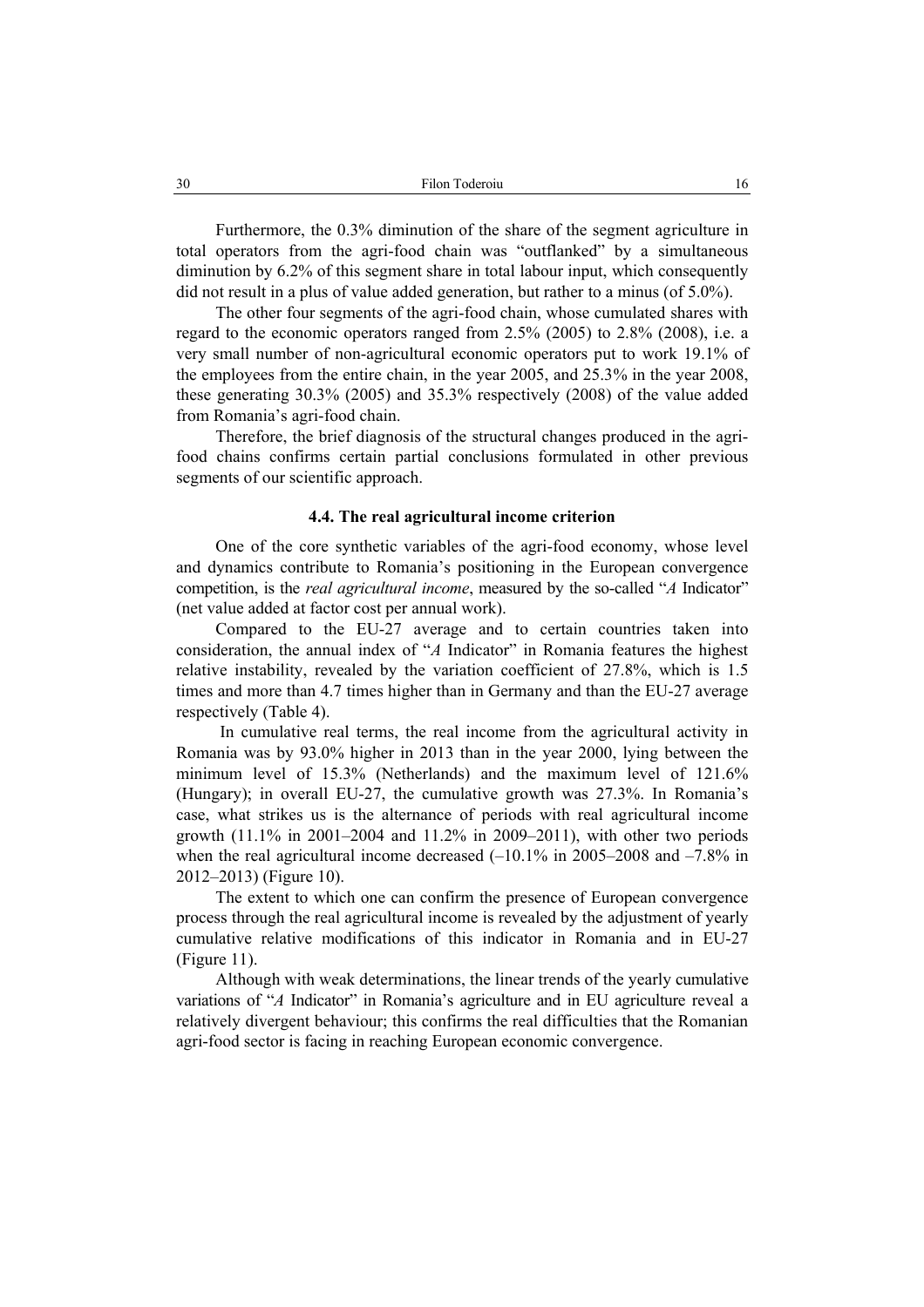Furthermore, the 0.3% diminution of the share of the segment agriculture in total operators from the agri-food chain was "outflanked" by a simultaneous diminution by 6.2% of this segment share in total labour input, which consequently did not result in a plus of value added generation, but rather to a minus (of 5.0%).

The other four segments of the agri-food chain, whose cumulated shares with regard to the economic operators ranged from 2.5% (2005) to 2.8% (2008), i.e. a very small number of non-agricultural economic operators put to work 19.1% of the employees from the entire chain, in the year 2005, and 25.3% in the year 2008, these generating 30.3% (2005) and 35.3% respectively (2008) of the value added from Romania's agri-food chain.

Therefore, the brief diagnosis of the structural changes produced in the agri-food chains confirms certain partial conclusions formulated in other previous segments of our scientific approach.

### 4.4. The real agricultural income criterion

One of the core synthetic variables of the agri-food economy, whose level and dynamics contribute to Romania's positioning in the European convergence competition, is the *real agricultural income*, measured by the so-called "*A* Indicator" (net value added at factor cost per annual work).

Compared to the EU-27 average and to certain countries taken into consideration, the annual index of "*A* Indicator" in Romania features the highest relative instability, revealed by the variation coefficient of 27.8%, which is 1.5 times and more than 4.7 times higher than in Germany and than the EU-27 average respectively (Table 4).

In cumulative real terms, the real income from the agricultural activity in Romania was by 93.0% higher in 2013 than in the year 2000, lying between the minimum level of 15.3% (Netherlands) and the maximum level of 121.6% (Hungary); in overall EU-27, the cumulative growth was 27.3%. In Romania's case, what strikes us is the alternance of periods with real agricultural income growth (11.1% in 2001–2004 and 11.2% in 2009–2011), with other two periods when the real agricultural income decreased (–10.1% in 2005–2008 and –7.8% in 2012–2013) (Figure 10).

The extent to which one can confirm the presence of European convergence process through the real agricultural income is revealed by the adjustment of yearly cumulative relative modifications of this indicator in Romania and in EU-27 (Figure 11).

Although with weak determinations, the linear trends of the yearly cumulative variations of "*A* Indicator" in Romania's agriculture and in EU agriculture reveal a relatively divergent behaviour; this confirms the real difficulties that the Romanian agri-food sector is facing in reaching European economic convergence.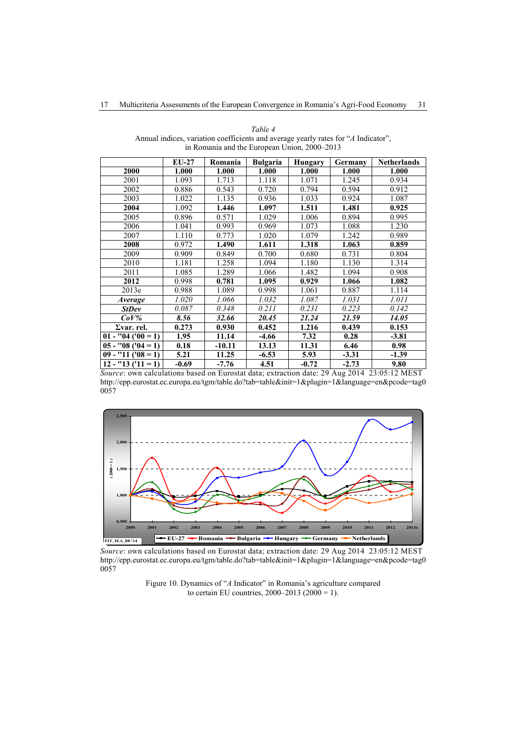*Table 4*

Annual indices, variation coefficients and average yearly rates for "*A* Indicator", in Romania and the European Union, 2000–2013

| | EU-27 | Romania | Bulgaria | Hungary | Germany | Netherlands |
|---|---|---|---|---|---|---|
| **2000** | **1.000** | **1.000** | **1.000** | **1.000** | **1.000** | **1.000** |
| 2001 | 1.093 | 1.713 | 1.118 | 1.071 | 1.245 | 0.934 |
| 2002 | 0.886 | 0.543 | 0.720 | 0.794 | 0.594 | 0.912 |
| 2003 | 1.022 | 1.135 | 0.936 | 1.033 | 0.924 | 1.087 |
| **2004** | **1.092** | **1.446** | **1.097** | **1.511** | **1.481** | **0.925** |
| 2005 | 0.896 | 0.571 | 1.029 | 1.006 | 0.894 | 0.995 |
| 2006 | 1.041 | 0.993 | 0.969 | 1.073 | 1.088 | 1.230 |
| 2007 | 1.110 | 0.773 | 1.020 | 1.079 | 1.242 | 0.989 |
| **2008** | **0.972** | **1.490** | **1.611** | **1.318** | **1.063** | **0.859** |
| 2009 | 0.909 | 0.849 | 0.700 | 0.680 | 0.731 | 0.804 |
| 2010 | 1.181 | 1.258 | 1.094 | 1.180 | 1.130 | 1.314 |
| 2011 | 1.085 | 1.289 | 1.066 | 1.482 | 1.094 | 0.908 |
| **2012** | **0.998** | **0.781** | **1.095** | **0.929** | **1.066** | **1.082** |
| 2013e | 0.988 | 1.089 | 0.998 | 1.061 | 0.887 | 1.114 |
| ***Average*** | *1.020* | *1.066* | *1.032* | *1.087* | *1.031* | *1.011* |
| ***StDev*** | *0.087* | *0.348* | *0.211* | *0.231* | *0.223* | *0.142* |
| ***CoV%*** | ***8.56*** | ***32.66*** | ***20.45*** | ***21.24*** | ***21.59*** | ***14.05*** |
| **Σvar. rel.** | **0.273** | **0.930** | **0.452** | **1.216** | **0.439** | **0.153** |
| **01 - "04 ('00 = 1)** | **1.95** | **11.14** | **-4.66** | **7.32** | **0.28** | **-3.81** |
| **05 - "08 ('04 = 1)** | **0.18** | **-10.11** | **13.13** | **11.31** | **6.46** | **0.98** |
| **09 - "11 ('08 = 1)** | **5.21** | **11.25** | **-6.53** | **5.93** | **-3.31** | **-1.39** |
| **12 - "13 ('11 = 1)** | **-0.69** | **-7.76** | **4.51** | **-0.72** | **-2.73** | **9.80** |

*Source*: own calculations based on Eurostat data; extraction date: 29 Aug 2014 23:05:12 MEST http://epp.eurostat.ec.europa.eu/tgm/table.do?tab=table&init=1&plugin=1&language=en&pcode=tag00057

*Source*: own calculations based on Eurostat data; extraction date: 29 Aug 2014 23:05:12 MEST http://epp.eurostat.ec.europa.eu/tgm/table.do?tab=table&init=1&plugin=1&language=en&pcode=tag00057

Figure 10. Dynamics of "*A* Indicator" in Romania's agriculture compared to certain EU countries, 2000–2013 (2000 = 1).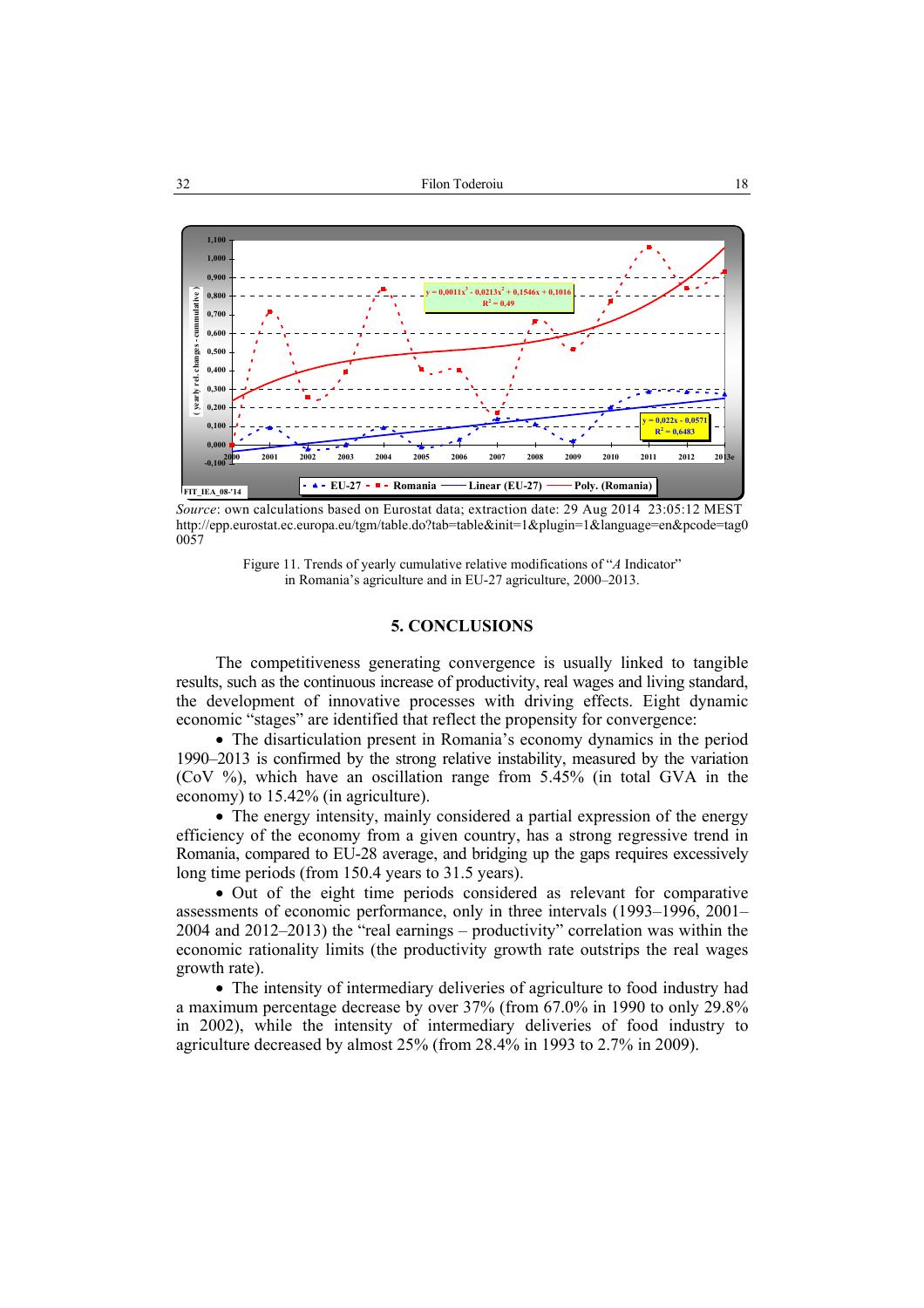*Source*: own calculations based on Eurostat data; extraction date: 29 Aug 2014 23:05:12 MEST http://epp.eurostat.ec.europa.eu/tgm/table.do?tab=table&init=1&plugin=1&language=en&pcode=tag00057

Figure 11. Trends of yearly cumulative relative modifications of "*A* Indicator" in Romania's agriculture and in EU-27 agriculture, 2000–2013.

## 5. CONCLUSIONS

The competitiveness generating convergence is usually linked to tangible results, such as the continuous increase of productivity, real wages and living standard, the development of innovative processes with driving effects. Eight dynamic economic "stages" are identified that reflect the propensity for convergence:

- The disarticulation present in Romania's economy dynamics in the period 1990–2013 is confirmed by the strong relative instability, measured by the variation (CoV %), which have an oscillation range from 5.45% (in total GVA in the economy) to 15.42% (in agriculture).
- The energy intensity, mainly considered a partial expression of the energy efficiency of the economy from a given country, has a strong regressive trend in Romania, compared to EU-28 average, and bridging up the gaps requires excessively long time periods (from 150.4 years to 31.5 years).
- Out of the eight time periods considered as relevant for comparative assessments of economic performance, only in three intervals (1993–1996, 2001–2004 and 2012–2013) the "real earnings – productivity" correlation was within the economic rationality limits (the productivity growth rate outstrips the real wages growth rate).
- The intensity of intermediary deliveries of agriculture to food industry had a maximum percentage decrease by over 37% (from 67.0% in 1990 to only 29.8% in 2002), while the intensity of intermediary deliveries of food industry to agriculture decreased by almost 25% (from 28.4% in 1993 to 2.7% in 2009).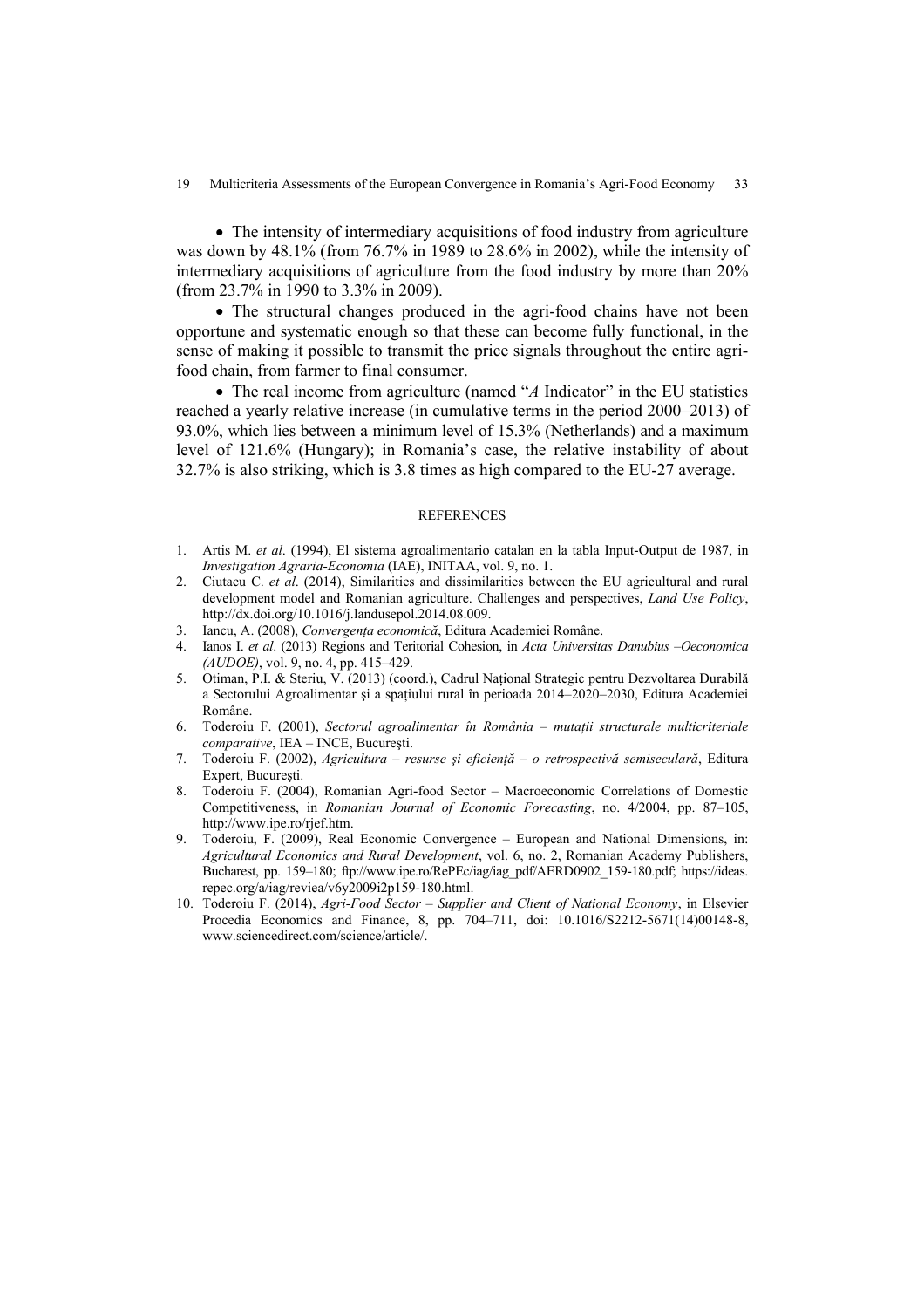- The intensity of intermediary acquisitions of food industry from agriculture was down by 48.1% (from 76.7% in 1989 to 28.6% in 2002), while the intensity of intermediary acquisitions of agriculture from the food industry by more than 20% (from 23.7% in 1990 to 3.3% in 2009).

- The structural changes produced in the agri-food chains have not been opportune and systematic enough so that these can become fully functional, in the sense of making it possible to transmit the price signals throughout the entire agri-food chain, from farmer to final consumer.

- The real income from agriculture (named "*A* Indicator" in the EU statistics reached a yearly relative increase (in cumulative terms in the period 2000–2013) of 93.0%, which lies between a minimum level of 15.3% (Netherlands) and a maximum level of 121.6% (Hungary); in Romania's case, the relative instability of about 32.7% is also striking, which is 3.8 times as high compared to the EU-27 average.

## REFERENCES

1. Artis M. *et al*. (1994), El sistema agroalimentario catalan en la tabla Input-Output de 1987, in *Investigation Agraria-Economia* (IAE), INITAA, vol. 9, no. 1.
2. Ciutacu C. *et al*. (2014), Similarities and dissimilarities between the EU agricultural and rural development model and Romanian agriculture. Challenges and perspectives, *Land Use Policy*, http://dx.doi.org/10.1016/j.landusepol.2014.08.009.
3. Iancu, A. (2008), *Convergența economică*, Editura Academiei Române.
4. Ianos I. *et al*. (2013) Regions and Teritorial Cohesion, in *Acta Universitas Danubius –Oeconomica (AUDOE)*, vol. 9, no. 4, pp. 415–429.
5. Otiman, P.I. & Steriu, V. (2013) (coord.), Cadrul Național Strategic pentru Dezvoltarea Durabilă a Sectorului Agroalimentar şi a spațiului rural în perioada 2014–2020–2030, Editura Academiei Române.
6. Toderoiu F. (2001), *Sectorul agroalimentar în România – mutații structurale multicriteriale comparative*, IEA – INCE, Bucureşti.
7. Toderoiu F. (2002), *Agricultura – resurse şi eficiență – o retrospectivă semiseculară*, Editura Expert, Bucureşti.
8. Toderoiu F. (2004), Romanian Agri-food Sector – Macroeconomic Correlations of Domestic Competitiveness, in *Romanian Journal of Economic Forecasting*, no. 4/2004, pp. 87–105, http://www.ipe.ro/rjef.htm.
9. Toderoiu, F. (2009), Real Economic Convergence – European and National Dimensions, in: *Agricultural Economics and Rural Development*, vol. 6, no. 2, Romanian Academy Publishers, Bucharest, pp. 159–180; ftp://www.ipe.ro/RePEc/iag/iag_pdf/AERD0902_159-180.pdf; https://ideas.repec.org/a/iag/reviea/v6y2009i2p159-180.html.
10. Toderoiu F. (2014), *Agri-Food Sector – Supplier and Client of National Economy*, in Elsevier Procedia Economics and Finance, 8, pp. 704–711, doi: 10.1016/S2212-5671(14)00148-8, www.sciencedirect.com/science/article/.